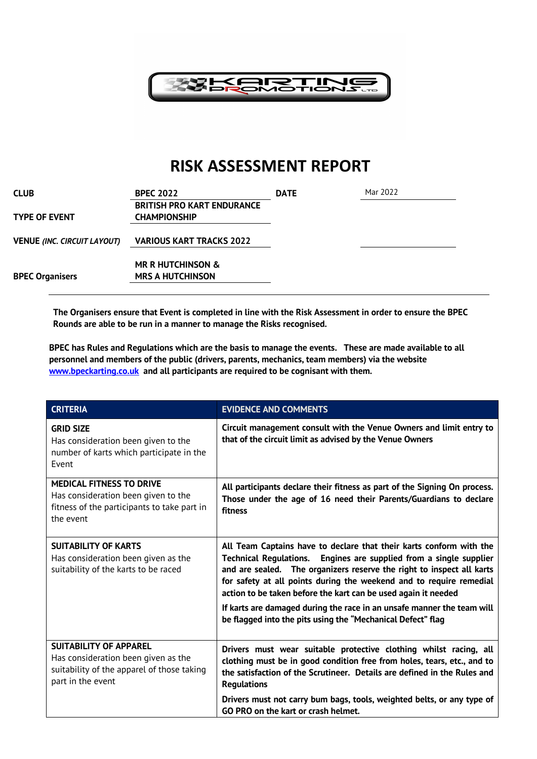# RISK ASSESSMENT REPORT

| | | | |
|---|---|---|---|
| **CLUB** | **BPEC 2022** | **DATE** | Mar 2022 |
| **TYPE OF EVENT** | **BRITISH PRO KART ENDURANCE CHAMPIONSHIP** | | |
| **VENUE** *(INC. CIRCUIT LAYOUT)* | **VARIOUS KART TRACKS 2022** | | |
| **BPEC Organisers** | **MR R HUTCHINSON & MRS A HUTCHINSON** | | |

**The Organisers ensure that Event is completed in line with the Risk Assessment in order to ensure the BPEC Rounds are able to be run in a manner to manage the Risks recognised.**

**BPEC has Rules and Regulations which are the basis to manage the events. These are made available to all personnel and members of the public (drivers, parents, mechanics, team members) via the website [www.bpeckarting.co.uk](www.bpeckarting.co.uk) and all participants are required to be cognisant with them.**

| CRITERIA | EVIDENCE AND COMMENTS |
|---|---|
| **GRID SIZE**<br>Has consideration been given to the number of karts which participate in the Event | **Circuit management consult with the Venue Owners and limit entry to that of the circuit limit as advised by the Venue Owners** |
| **MEDICAL FITNESS TO DRIVE**<br>Has consideration been given to the fitness of the participants to take part in the event | **All participants declare their fitness as part of the Signing On process. Those under the age of 16 need their Parents/Guardians to declare fitness** |
| **SUITABILITY OF KARTS**<br>Has consideration been given as the suitability of the karts to be raced | **All Team Captains have to declare that their karts conform with the Technical Regulations. Engines are supplied from a single supplier and are sealed. The organizers reserve the right to inspect all karts for safety at all points during the weekend and to require remedial action to be taken before the kart can be used again it needed**<br>**If karts are damaged during the race in an unsafe manner the team will be flagged into the pits using the "Mechanical Defect" flag** |
| **SUITABILITY OF APPAREL**<br>Has consideration been given as the suitability of the apparel of those taking part in the event | **Drivers must wear suitable protective clothing whilst racing, all clothing must be in good condition free from holes, tears, etc., and to the satisfaction of the Scrutineer. Details are defined in the Rules and Regulations**<br>**Drivers must not carry bum bags, tools, weighted belts, or any type of GO PRO on the kart or crash helmet.** |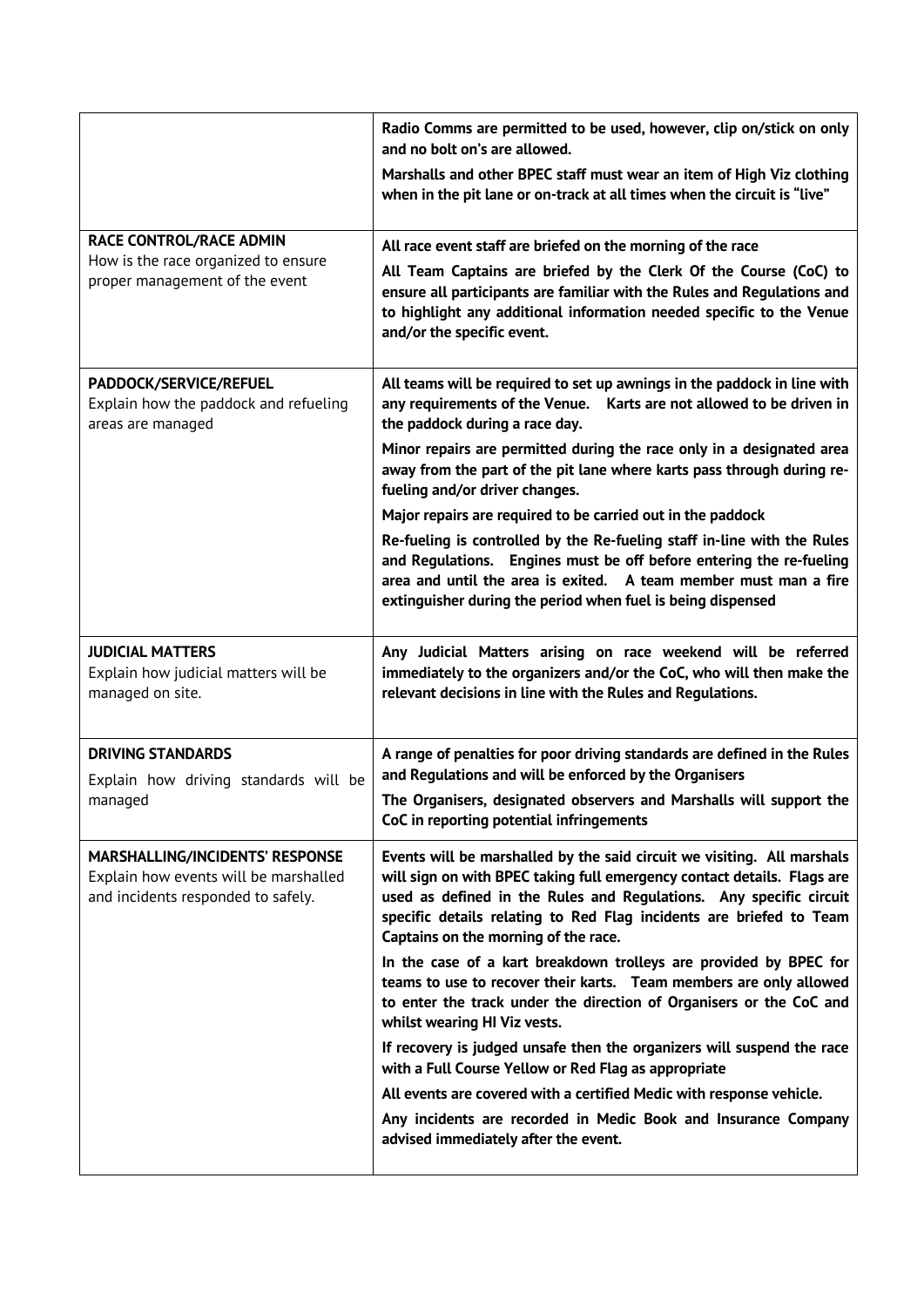| | |
|---|---|
| | **Radio Comms are permitted to be used, however, clip on/stick on only and no bolt on's are allowed.**<br><br>**Marshalls and other BPEC staff must wear an item of High Viz clothing when in the pit lane or on-track at all times when the circuit is "live"** |
| **RACE CONTROL/RACE ADMIN**<br>How is the race organized to ensure proper management of the event | **All race event staff are briefed on the morning of the race**<br><br>**All Team Captains are briefed by the Clerk Of the Course (CoC) to ensure all participants are familiar with the Rules and Regulations and to highlight any additional information needed specific to the Venue and/or the specific event.** |
| **PADDOCK/SERVICE/REFUEL**<br>Explain how the paddock and refueling areas are managed | **All teams will be required to set up awnings in the paddock in line with any requirements of the Venue. Karts are not allowed to be driven in the paddock during a race day.**<br><br>**Minor repairs are permitted during the race only in a designated area away from the part of the pit lane where karts pass through during re-fueling and/or driver changes.**<br><br>**Major repairs are required to be carried out in the paddock**<br><br>**Re-fueling is controlled by the Re-fueling staff in-line with the Rules and Regulations. Engines must be off before entering the re-fueling area and until the area is exited. A team member must man a fire extinguisher during the period when fuel is being dispensed** |
| **JUDICIAL MATTERS**<br>Explain how judicial matters will be managed on site. | **Any Judicial Matters arising on race weekend will be referred immediately to the organizers and/or the CoC, who will then make the relevant decisions in line with the Rules and Regulations.** |
| **DRIVING STANDARDS**<br>Explain how driving standards will be managed | **A range of penalties for poor driving standards are defined in the Rules and Regulations and will be enforced by the Organisers**<br><br>**The Organisers, designated observers and Marshalls will support the CoC in reporting potential infringements** |
| **MARSHALLING/INCIDENTS' RESPONSE**<br>Explain how events will be marshalled and incidents responded to safely. | **Events will be marshalled by the said circuit we visiting. All marshals will sign on with BPEC taking full emergency contact details. Flags are used as defined in the Rules and Regulations. Any specific circuit specific details relating to Red Flag incidents are briefed to Team Captains on the morning of the race.**<br><br>**In the case of a kart breakdown trolleys are provided by BPEC for teams to use to recover their karts. Team members are only allowed to enter the track under the direction of Organisers or the CoC and whilst wearing HI Viz vests.**<br><br>**If recovery is judged unsafe then the organizers will suspend the race with a Full Course Yellow or Red Flag as appropriate**<br><br>**All events are covered with a certified Medic with response vehicle.**<br><br>**Any incidents are recorded in Medic Book and Insurance Company advised immediately after the event.** |